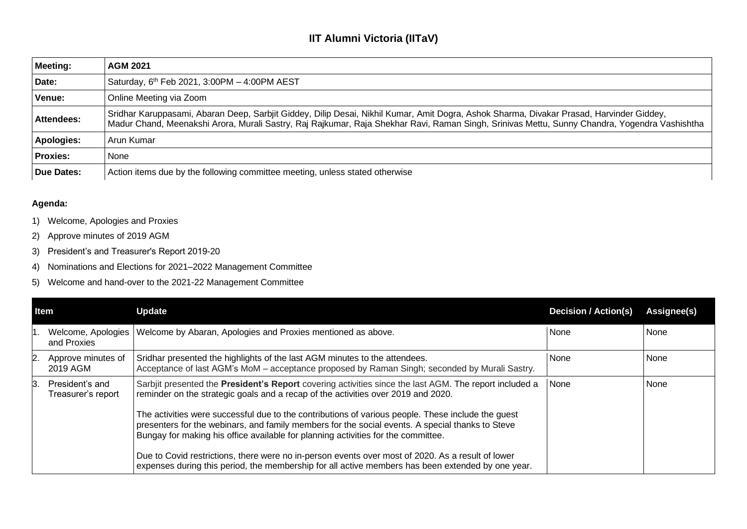# IIT Alumni Victoria (IITaV)

| **Meeting:** | **AGM 2021** |
|---|---|
| **Date:** | Saturday, 6th Feb 2021, 3:00PM – 4:00PM AEST |
| **Venue:** | Online Meeting via Zoom |
| **Attendees:** | Sridhar Karuppasami, Abaran Deep, Sarbjit Giddey, Dilip Desai, Nikhil Kumar, Amit Dogra, Ashok Sharma, Divakar Prasad, Harvinder Giddey, Madur Chand, Meenakshi Arora, Murali Sastry, Raj Rajkumar, Raja Shekhar Ravi, Raman Singh, Srinivas Mettu, Sunny Chandra, Yogendra Vashishtha |
| **Apologies:** | Arun Kumar |
| **Proxies:** | None |
| **Due Dates:** | Action items due by the following committee meeting, unless stated otherwise |

**Agenda:**

1) Welcome, Apologies and Proxies
2) Approve minutes of 2019 AGM
3) President's and Treasurer's Report 2019-20
4) Nominations and Elections for 2021–2022 Management Committee
5) Welcome and hand-over to the 2021-22 Management Committee

| Item | Update | Decision / Action(s) | Assignee(s) |
|---|---|---|---|
| 1. Welcome, Apologies and Proxies | Welcome by Abaran, Apologies and Proxies mentioned as above. | None | None |
| 2. Approve minutes of 2019 AGM | Sridhar presented the highlights of the last AGM minutes to the attendees.<br>Acceptance of last AGM's MoM – acceptance proposed by Raman Singh; seconded by Murali Sastry. | None | None |
| 3. President's and Treasurer's report | Sarbjit presented the **President's Report** covering activities since the last AGM. The report included a reminder on the strategic goals and a recap of the activities over 2019 and 2020.<br><br>The activities were successful due to the contributions of various people. These include the guest presenters for the webinars, and family members for the social events. A special thanks to Steve Bungay for making his office available for planning activities for the committee.<br><br>Due to Covid restrictions, there were no in-person events over most of 2020. As a result of lower expenses during this period, the membership for all active members has been extended by one year. | None | None |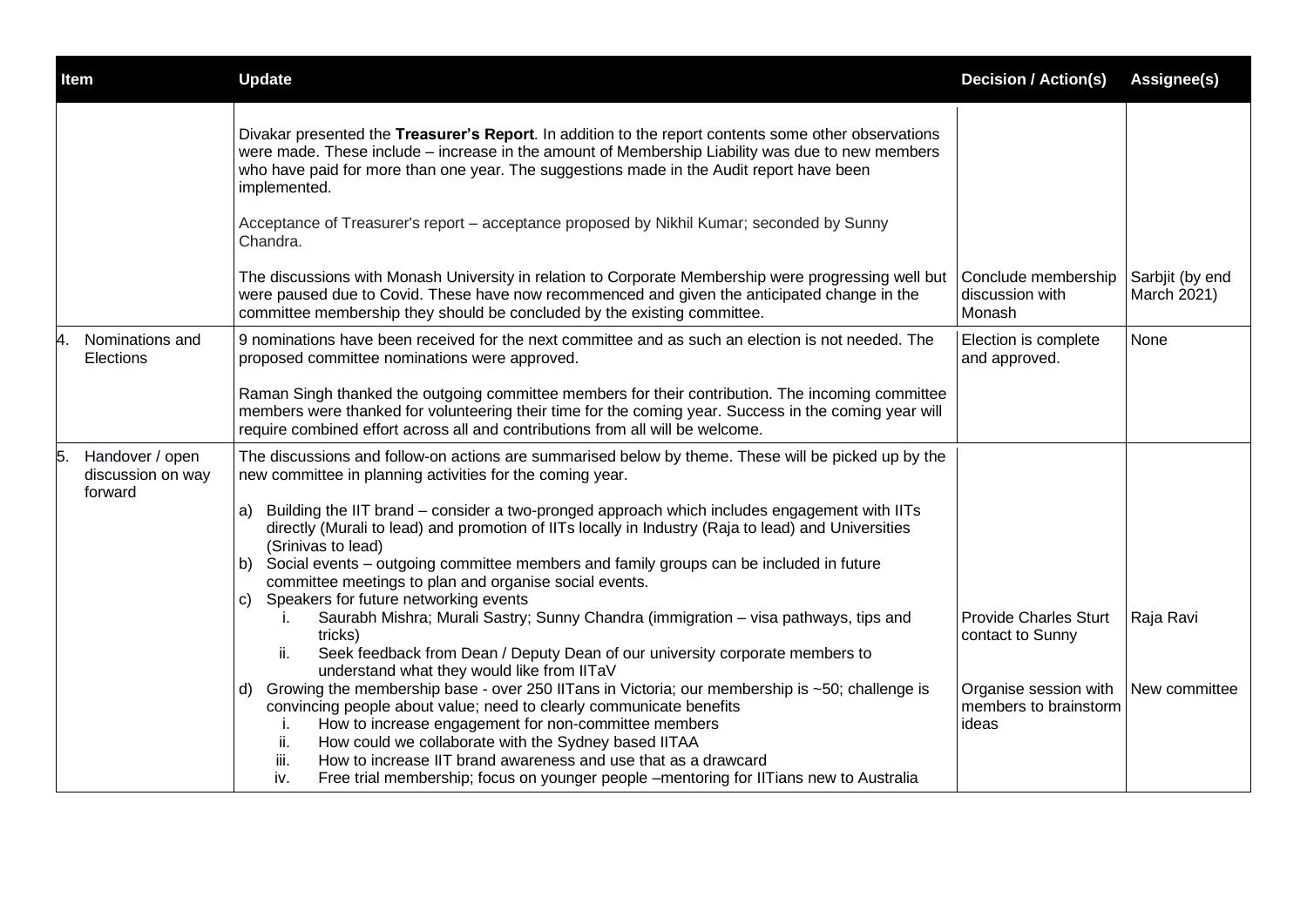| Item | Update | Decision / Action(s) | Assignee(s) |
|---|---|---|---|
| | Divakar presented the **Treasurer's Report**. In addition to the report contents some other observations were made. These include – increase in the amount of Membership Liability was due to new members who have paid for more than one year. The suggestions made in the Audit report have been implemented.<br><br>Acceptance of Treasurer's report – acceptance proposed by Nikhil Kumar; seconded by Sunny Chandra.<br><br>The discussions with Monash University in relation to Corporate Membership were progressing well but were paused due to Covid. These have now recommenced and given the anticipated change in the committee membership they should be concluded by the existing committee. | Conclude membership discussion with Monash | Sarbjit (by end March 2021) |
| 4. Nominations and Elections | 9 nominations have been received for the next committee and as such an election is not needed. The proposed committee nominations were approved.<br><br>Raman Singh thanked the outgoing committee members for their contribution. The incoming committee members were thanked for volunteering their time for the coming year. Success in the coming year will require combined effort across all and contributions from all will be welcome. | Election is complete and approved. | None |
| 5. Handover / open discussion on way forward | The discussions and follow-on actions are summarised below by theme. These will be picked up by the new committee in planning activities for the coming year.<br><br>a) Building the IIT brand – consider a two-pronged approach which includes engagement with IITs directly (Murali to lead) and promotion of IITs locally in Industry (Raja to lead) and Universities (Srinivas to lead)<br>b) Social events – outgoing committee members and family groups can be included in future committee meetings to plan and organise social events.<br>c) Speakers for future networking events<br>&nbsp;&nbsp;&nbsp;i. Saurabh Mishra; Murali Sastry; Sunny Chandra (immigration – visa pathways, tips and tricks)<br>&nbsp;&nbsp;&nbsp;ii. Seek feedback from Dean / Deputy Dean of our university corporate members to understand what they would like from IITaV<br>d) Growing the membership base - over 250 IITans in Victoria; our membership is ~50; challenge is convincing people about value; need to clearly communicate benefits<br>&nbsp;&nbsp;&nbsp;i. How to increase engagement for non-committee members<br>&nbsp;&nbsp;&nbsp;ii. How could we collaborate with the Sydney based IITAA<br>&nbsp;&nbsp;&nbsp;iii. How to increase IIT brand awareness and use that as a drawcard<br>&nbsp;&nbsp;&nbsp;iv. Free trial membership; focus on younger people –mentoring for IITians new to Australia | Provide Charles Sturt contact to Sunny<br><br>Organise session with members to brainstorm ideas | Raja Ravi<br><br>New committee |